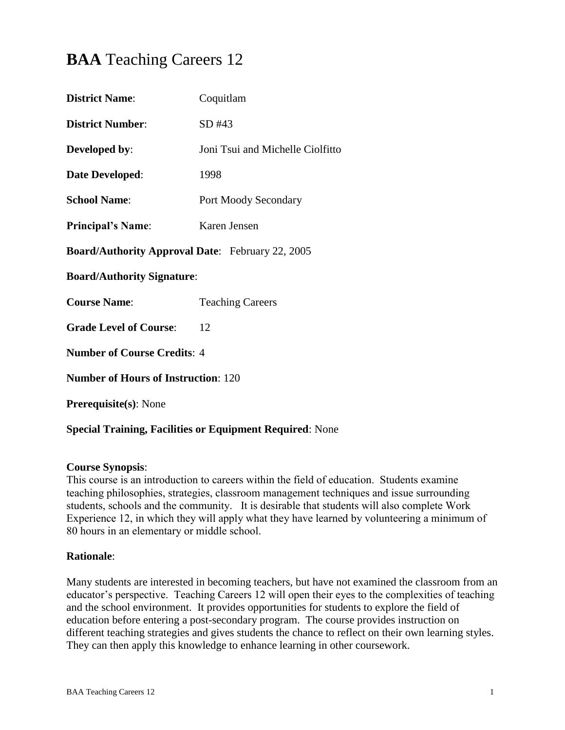# **BAA** Teaching Careers 12

**District Name**: Coquitlam

**District Number**: SD #43

**Developed by**: Joni Tsui and Michelle Ciolfitto

**Date Developed**: 1998

**School Name**: Port Moody Secondary

**Principal's Name**: Karen Jensen

**Board/Authority Approval Date**: February 22, 2005

**Board/Authority Signature**:

**Course Name**: Teaching Careers

**Grade Level of Course**: 12

**Number of Course Credits**: 4

**Number of Hours of Instruction**: 120

**Prerequisite(s)**: None

**Special Training, Facilities or Equipment Required**: None

**Course Synopsis**:
This course is an introduction to careers within the field of education. Students examine teaching philosophies, strategies, classroom management techniques and issue surrounding students, schools and the community. It is desirable that students will also complete Work Experience 12, in which they will apply what they have learned by volunteering a minimum of 80 hours in an elementary or middle school.

**Rationale**:

Many students are interested in becoming teachers, but have not examined the classroom from an educator's perspective. Teaching Careers 12 will open their eyes to the complexities of teaching and the school environment. It provides opportunities for students to explore the field of education before entering a post-secondary program. The course provides instruction on different teaching strategies and gives students the chance to reflect on their own learning styles. They can then apply this knowledge to enhance learning in other coursework.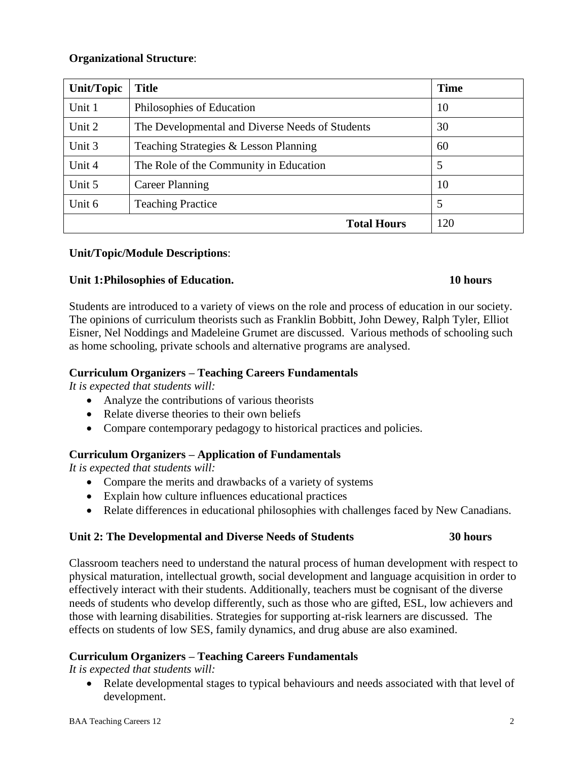**Organizational Structure**:

| Unit/Topic | Title | Time |
|---|---|---|
| Unit 1 | Philosophies of Education | 10 |
| Unit 2 | The Developmental and Diverse Needs of Students | 30 |
| Unit 3 | Teaching Strategies & Lesson Planning | 60 |
| Unit 4 | The Role of the Community in Education | 5 |
| Unit 5 | Career Planning | 10 |
| Unit 6 | Teaching Practice | 5 |
| | **Total Hours** | 120 |

**Unit/Topic/Module Descriptions**:

**Unit 1: Philosophies of Education. 10 hours**

Students are introduced to a variety of views on the role and process of education in our society. The opinions of curriculum theorists such as Franklin Bobbitt, John Dewey, Ralph Tyler, Elliot Eisner, Nel Noddings and Madeleine Grumet are discussed. Various methods of schooling such as home schooling, private schools and alternative programs are analysed.

**Curriculum Organizers – Teaching Careers Fundamentals**

*It is expected that students will:*

- Analyze the contributions of various theorists
- Relate diverse theories to their own beliefs
- Compare contemporary pedagogy to historical practices and policies.

**Curriculum Organizers – Application of Fundamentals**

*It is expected that students will:*

- Compare the merits and drawbacks of a variety of systems
- Explain how culture influences educational practices
- Relate differences in educational philosophies with challenges faced by New Canadians.

**Unit 2: The Developmental and Diverse Needs of Students 30 hours**

Classroom teachers need to understand the natural process of human development with respect to physical maturation, intellectual growth, social development and language acquisition in order to effectively interact with their students. Additionally, teachers must be cognisant of the diverse needs of students who develop differently, such as those who are gifted, ESL, low achievers and those with learning disabilities. Strategies for supporting at-risk learners are discussed. The effects on students of low SES, family dynamics, and drug abuse are also examined.

**Curriculum Organizers – Teaching Careers Fundamentals**

*It is expected that students will:*

- Relate developmental stages to typical behaviours and needs associated with that level of development.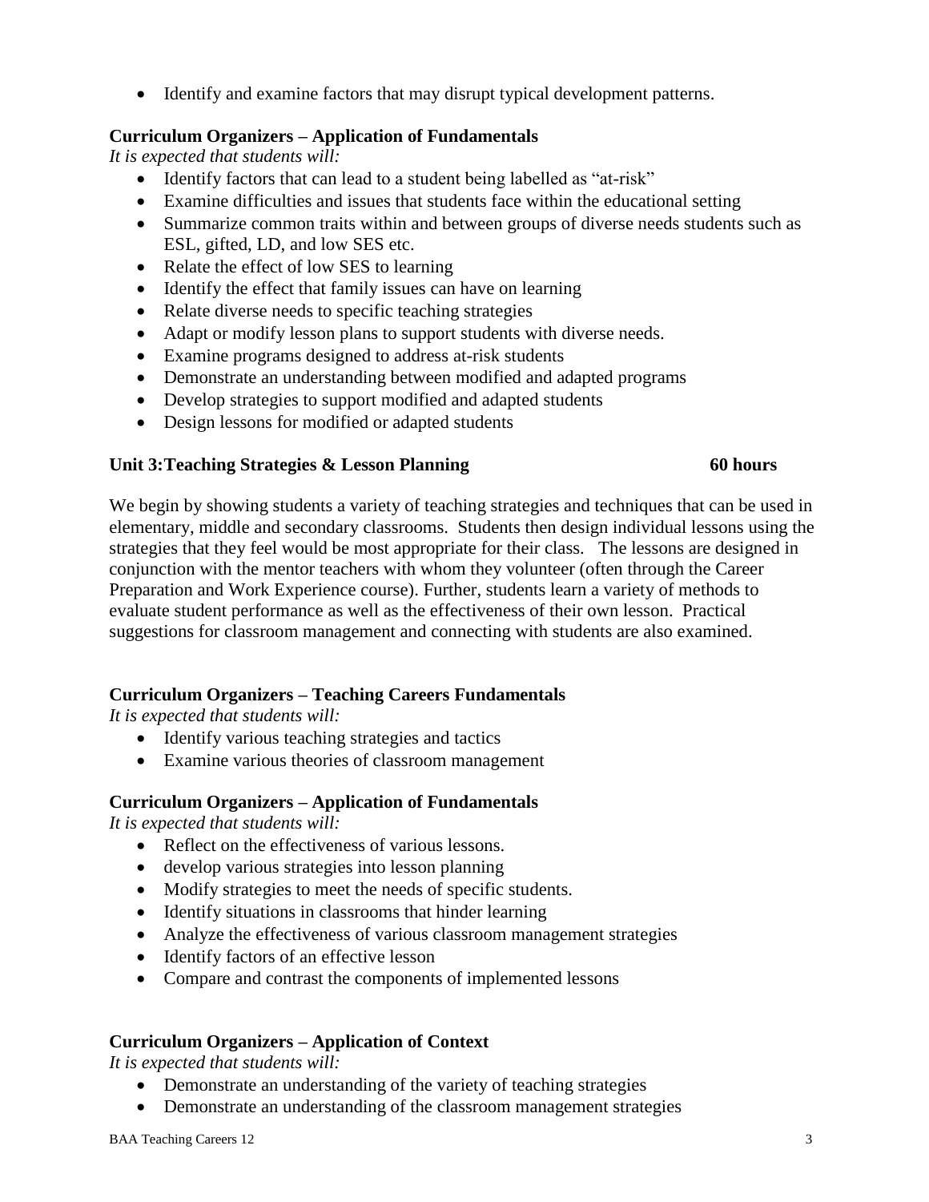- Identify and examine factors that may disrupt typical development patterns.

**Curriculum Organizers – Application of Fundamentals**

*It is expected that students will:*

- Identify factors that can lead to a student being labelled as "at-risk"
- Examine difficulties and issues that students face within the educational setting
- Summarize common traits within and between groups of diverse needs students such as ESL, gifted, LD, and low SES etc.
- Relate the effect of low SES to learning
- Identify the effect that family issues can have on learning
- Relate diverse needs to specific teaching strategies
- Adapt or modify lesson plans to support students with diverse needs.
- Examine programs designed to address at-risk students
- Demonstrate an understanding between modified and adapted programs
- Develop strategies to support modified and adapted students
- Design lessons for modified or adapted students

## Unit 3: Teaching Strategies & Lesson Planning — 60 hours

We begin by showing students a variety of teaching strategies and techniques that can be used in elementary, middle and secondary classrooms. Students then design individual lessons using the strategies that they feel would be most appropriate for their class. The lessons are designed in conjunction with the mentor teachers with whom they volunteer (often through the Career Preparation and Work Experience course). Further, students learn a variety of methods to evaluate student performance as well as the effectiveness of their own lesson. Practical suggestions for classroom management and connecting with students are also examined.

**Curriculum Organizers – Teaching Careers Fundamentals**

*It is expected that students will:*

- Identify various teaching strategies and tactics
- Examine various theories of classroom management

**Curriculum Organizers – Application of Fundamentals**

*It is expected that students will:*

- Reflect on the effectiveness of various lessons.
- develop various strategies into lesson planning
- Modify strategies to meet the needs of specific students.
- Identify situations in classrooms that hinder learning
- Analyze the effectiveness of various classroom management strategies
- Identify factors of an effective lesson
- Compare and contrast the components of implemented lessons

**Curriculum Organizers – Application of Context**

*It is expected that students will:*

- Demonstrate an understanding of the variety of teaching strategies
- Demonstrate an understanding of the classroom management strategies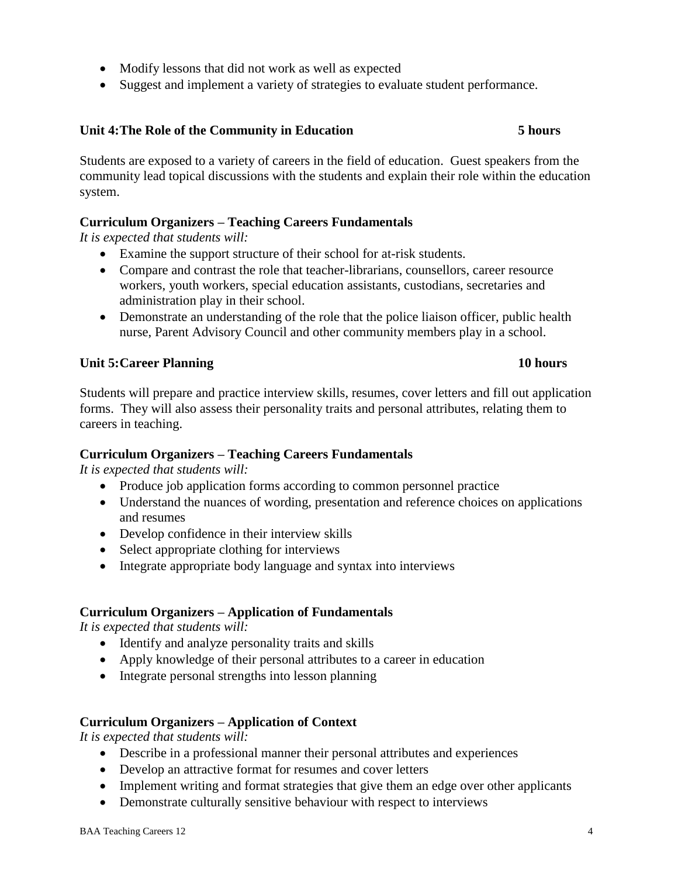- Modify lessons that did not work as well as expected
- Suggest and implement a variety of strategies to evaluate student performance.

### Unit 4: The Role of the Community in Education — 5 hours

Students are exposed to a variety of careers in the field of education. Guest speakers from the community lead topical discussions with the students and explain their role within the education system.

**Curriculum Organizers – Teaching Careers Fundamentals**

*It is expected that students will:*

- Examine the support structure of their school for at-risk students.
- Compare and contrast the role that teacher-librarians, counsellors, career resource workers, youth workers, special education assistants, custodians, secretaries and administration play in their school.
- Demonstrate an understanding of the role that the police liaison officer, public health nurse, Parent Advisory Council and other community members play in a school.

### Unit 5: Career Planning — 10 hours

Students will prepare and practice interview skills, resumes, cover letters and fill out application forms. They will also assess their personality traits and personal attributes, relating them to careers in teaching.

**Curriculum Organizers – Teaching Careers Fundamentals**

*It is expected that students will:*

- Produce job application forms according to common personnel practice
- Understand the nuances of wording, presentation and reference choices on applications and resumes
- Develop confidence in their interview skills
- Select appropriate clothing for interviews
- Integrate appropriate body language and syntax into interviews

**Curriculum Organizers – Application of Fundamentals**

*It is expected that students will:*

- Identify and analyze personality traits and skills
- Apply knowledge of their personal attributes to a career in education
- Integrate personal strengths into lesson planning

**Curriculum Organizers – Application of Context**

*It is expected that students will:*

- Describe in a professional manner their personal attributes and experiences
- Develop an attractive format for resumes and cover letters
- Implement writing and format strategies that give them an edge over other applicants
- Demonstrate culturally sensitive behaviour with respect to interviews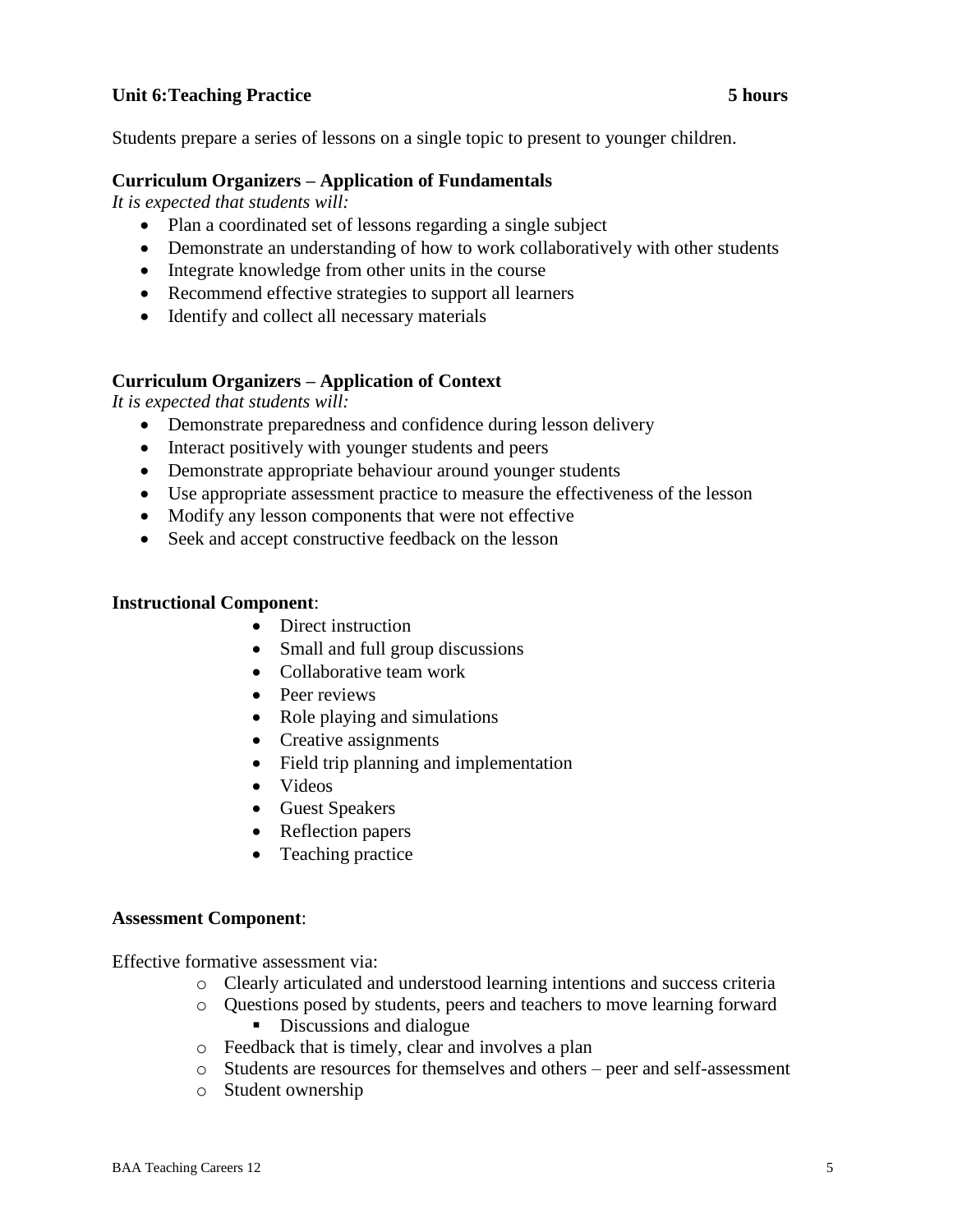**Unit 6:Teaching Practice** **5 hours**

Students prepare a series of lessons on a single topic to present to younger children.

**Curriculum Organizers – Application of Fundamentals**
*It is expected that students will:*

- Plan a coordinated set of lessons regarding a single subject
- Demonstrate an understanding of how to work collaboratively with other students
- Integrate knowledge from other units in the course
- Recommend effective strategies to support all learners
- Identify and collect all necessary materials

**Curriculum Organizers – Application of Context**
*It is expected that students will:*

- Demonstrate preparedness and confidence during lesson delivery
- Interact positively with younger students and peers
- Demonstrate appropriate behaviour around younger students
- Use appropriate assessment practice to measure the effectiveness of the lesson
- Modify any lesson components that were not effective
- Seek and accept constructive feedback on the lesson

**Instructional Component**:

- Direct instruction
- Small and full group discussions
- Collaborative team work
- Peer reviews
- Role playing and simulations
- Creative assignments
- Field trip planning and implementation
- Videos
- Guest Speakers
- Reflection papers
- Teaching practice

**Assessment Component**:

Effective formative assessment via:

- Clearly articulated and understood learning intentions and success criteria
- Questions posed by students, peers and teachers to move learning forward
  - Discussions and dialogue
- Feedback that is timely, clear and involves a plan
- Students are resources for themselves and others – peer and self-assessment
- Student ownership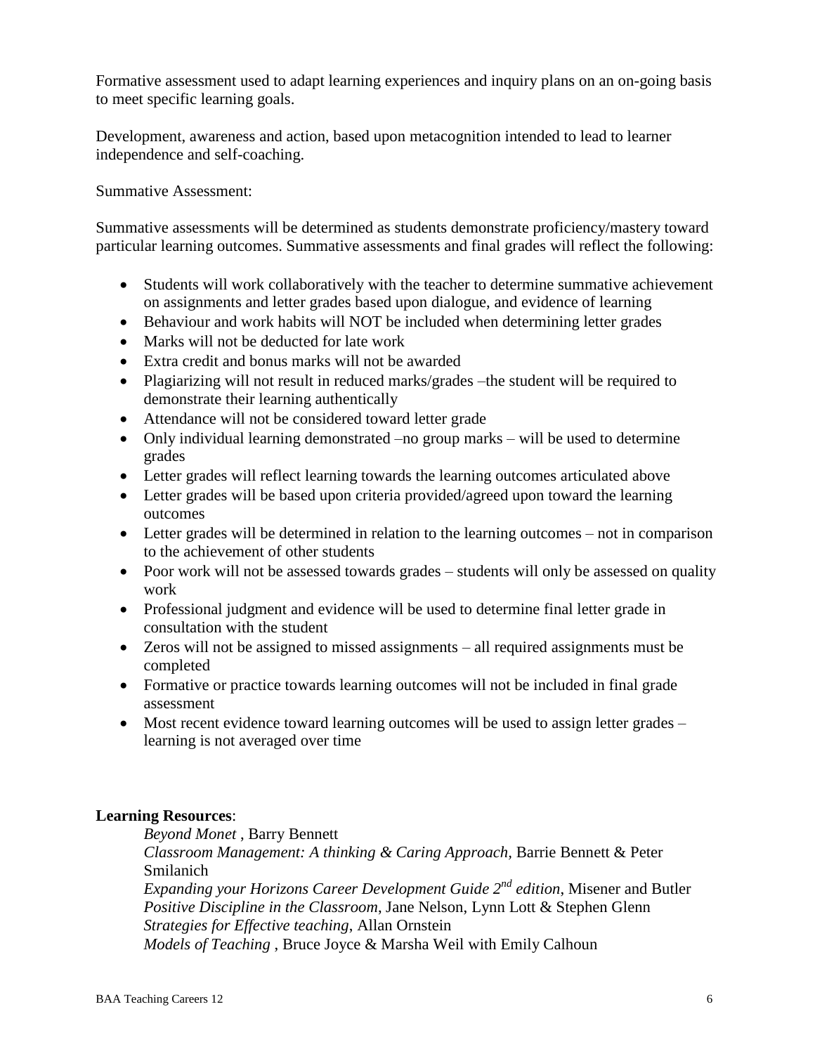Formative assessment used to adapt learning experiences and inquiry plans on an on-going basis to meet specific learning goals.

Development, awareness and action, based upon metacognition intended to lead to learner independence and self-coaching.

Summative Assessment:

Summative assessments will be determined as students demonstrate proficiency/mastery toward particular learning outcomes. Summative assessments and final grades will reflect the following:

- Students will work collaboratively with the teacher to determine summative achievement on assignments and letter grades based upon dialogue, and evidence of learning
- Behaviour and work habits will NOT be included when determining letter grades
- Marks will not be deducted for late work
- Extra credit and bonus marks will not be awarded
- Plagiarizing will not result in reduced marks/grades –the student will be required to demonstrate their learning authentically
- Attendance will not be considered toward letter grade
- Only individual learning demonstrated –no group marks – will be used to determine grades
- Letter grades will reflect learning towards the learning outcomes articulated above
- Letter grades will be based upon criteria provided/agreed upon toward the learning outcomes
- Letter grades will be determined in relation to the learning outcomes – not in comparison to the achievement of other students
- Poor work will not be assessed towards grades – students will only be assessed on quality work
- Professional judgment and evidence will be used to determine final letter grade in consultation with the student
- Zeros will not be assigned to missed assignments – all required assignments must be completed
- Formative or practice towards learning outcomes will not be included in final grade assessment
- Most recent evidence toward learning outcomes will be used to assign letter grades – learning is not averaged over time

**Learning Resources**:

*Beyond Monet* , Barry Bennett
*Classroom Management: A thinking & Caring Approach*, Barrie Bennett & Peter Smilanich
*Expanding your Horizons Career Development Guide 2nd edition*, Misener and Butler
*Positive Discipline in the Classroom*, Jane Nelson, Lynn Lott & Stephen Glenn
*Strategies for Effective teaching*, Allan Ornstein
*Models of Teaching* , Bruce Joyce & Marsha Weil with Emily Calhoun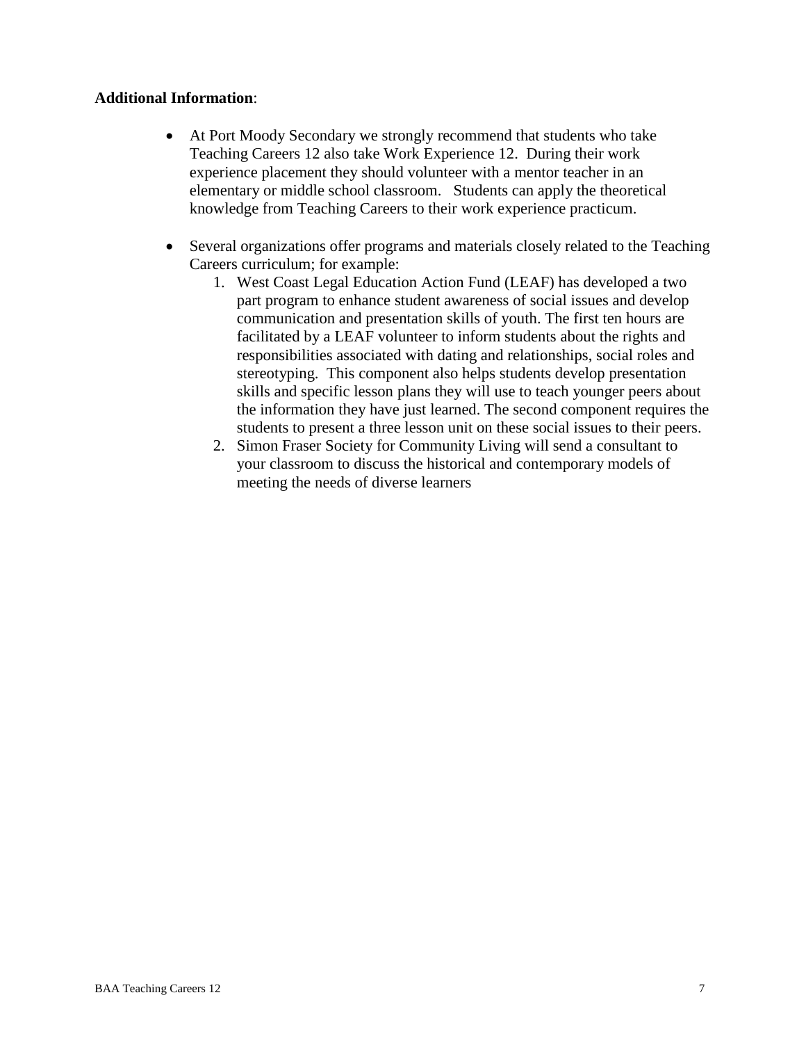**Additional Information**:

- At Port Moody Secondary we strongly recommend that students who take Teaching Careers 12 also take Work Experience 12. During their work experience placement they should volunteer with a mentor teacher in an elementary or middle school classroom. Students can apply the theoretical knowledge from Teaching Careers to their work experience practicum.

- Several organizations offer programs and materials closely related to the Teaching Careers curriculum; for example:
    1. West Coast Legal Education Action Fund (LEAF) has developed a two part program to enhance student awareness of social issues and develop communication and presentation skills of youth. The first ten hours are facilitated by a LEAF volunteer to inform students about the rights and responsibilities associated with dating and relationships, social roles and stereotyping. This component also helps students develop presentation skills and specific lesson plans they will use to teach younger peers about the information they have just learned. The second component requires the students to present a three lesson unit on these social issues to their peers.
    2. Simon Fraser Society for Community Living will send a consultant to your classroom to discuss the historical and contemporary models of meeting the needs of diverse learners